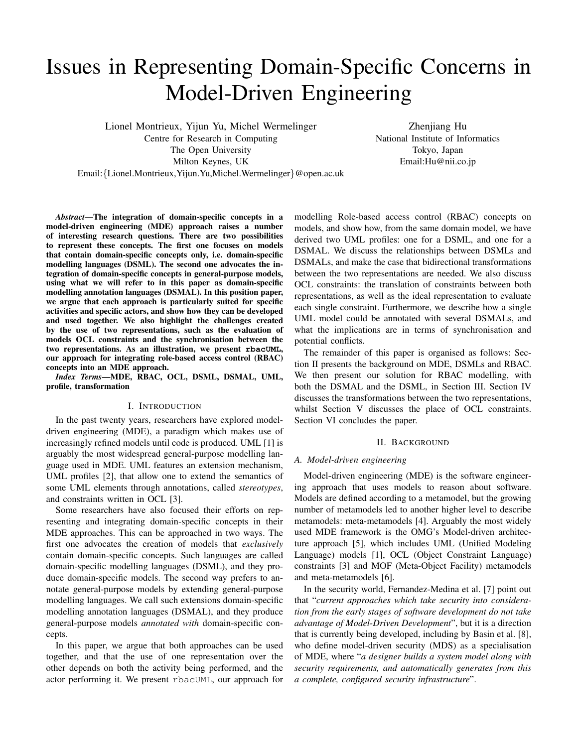# Issues in Representing Domain-Specific Concerns in Model-Driven Engineering

Lionel Montrieux, Yijun Yu, Michel Wermelinger
Centre for Research in Computing
The Open University
Milton Keynes, UK
Email:{Lionel.Montrieux,Yijun.Yu,Michel.Wermelinger}@open.ac.uk

Zhenjiang Hu
National Institute of Informatics
Tokyo, Japan
Email:Hu@nii.co.jp

***Abstract*—The integration of domain-specific concepts in a model-driven engineering (MDE) approach raises a number of interesting research questions. There are two possibilities to represent these concepts. The first one focuses on models that contain domain-specific concepts only, i.e. domain-specific modelling languages (DSML). The second one advocates the integration of domain-specific concepts in general-purpose models, using what we will refer to in this paper as domain-specific modelling annotation languages (DSMAL). In this position paper, we argue that each approach is particularly suited for specific activities and specific actors, and show how they can be developed and used together. We also highlight the challenges created by the use of two representations, such as the evaluation of models OCL constraints and the synchronisation between the two representations. As an illustration, we present `rbacUML`, our approach for integrating role-based access control (RBAC) concepts into an MDE approach.**

***Index Terms*—MDE, RBAC, OCL, DSML, DSMAL, UML, profile, transformation**

## I. Introduction

In the past twenty years, researchers have explored model-driven engineering (MDE), a paradigm which makes use of increasingly refined models until code is produced. UML [1] is arguably the most widespread general-purpose modelling language used in MDE. UML features an extension mechanism, UML profiles [2], that allow one to extend the semantics of some UML elements through annotations, called *stereotypes*, and constraints written in OCL [3].

Some researchers have also focused their efforts on representing and integrating domain-specific concepts in their MDE approaches. This can be approached in two ways. The first one advocates the creation of models that *exclusively* contain domain-specific concepts. Such languages are called domain-specific modelling languages (DSML), and they produce domain-specific models. The second way prefers to annotate general-purpose models by extending general-purpose modelling languages. We call such extensions domain-specific modelling annotation languages (DSMAL), and they produce general-purpose models *annotated with* domain-specific concepts.

In this paper, we argue that both approaches can be used together, and that the use of one representation over the other depends on both the activity being performed, and the actor performing it. We present `rbacUML`, our approach for modelling Role-based access control (RBAC) concepts on models, and show how, from the same domain model, we have derived two UML profiles: one for a DSML, and one for a DSMAL. We discuss the relationships between DSMLs and DSMALs, and make the case that bidirectional transformations between the two representations are needed. We also discuss OCL constraints: the translation of constraints between both representations, as well as the ideal representation to evaluate each single constraint. Furthermore, we describe how a single UML model could be annotated with several DSMALs, and what the implications are in terms of synchronisation and potential conflicts.

The remainder of this paper is organised as follows: Section II presents the background on MDE, DSMLs and RBAC. We then present our solution for RBAC modelling, with both the DSMAL and the DSML, in Section III. Section IV discusses the transformations between the two representations, whilst Section V discusses the place of OCL constraints. Section VI concludes the paper.

## II. Background

### A. Model-driven engineering

Model-driven engineering (MDE) is the software engineering approach that uses models to reason about software. Models are defined according to a metamodel, but the growing number of metamodels led to another higher level to describe metamodels: meta-metamodels [4]. Arguably the most widely used MDE framework is the OMG's Model-driven architecture approach [5], which includes UML (Unified Modeling Language) models [1], OCL (Object Constraint Language) constraints [3] and MOF (Meta-Object Facility) metamodels and meta-metamodels [6].

In the security world, Fernandez-Medina et al. [7] point out that "*current approaches which take security into consideration from the early stages of software development do not take advantage of Model-Driven Development*", but it is a direction that is currently being developed, including by Basin et al. [8], who define model-driven security (MDS) as a specialisation of MDE, where "*a designer builds a system model along with security requirements, and automatically generates from this a complete, configured security infrastructure*".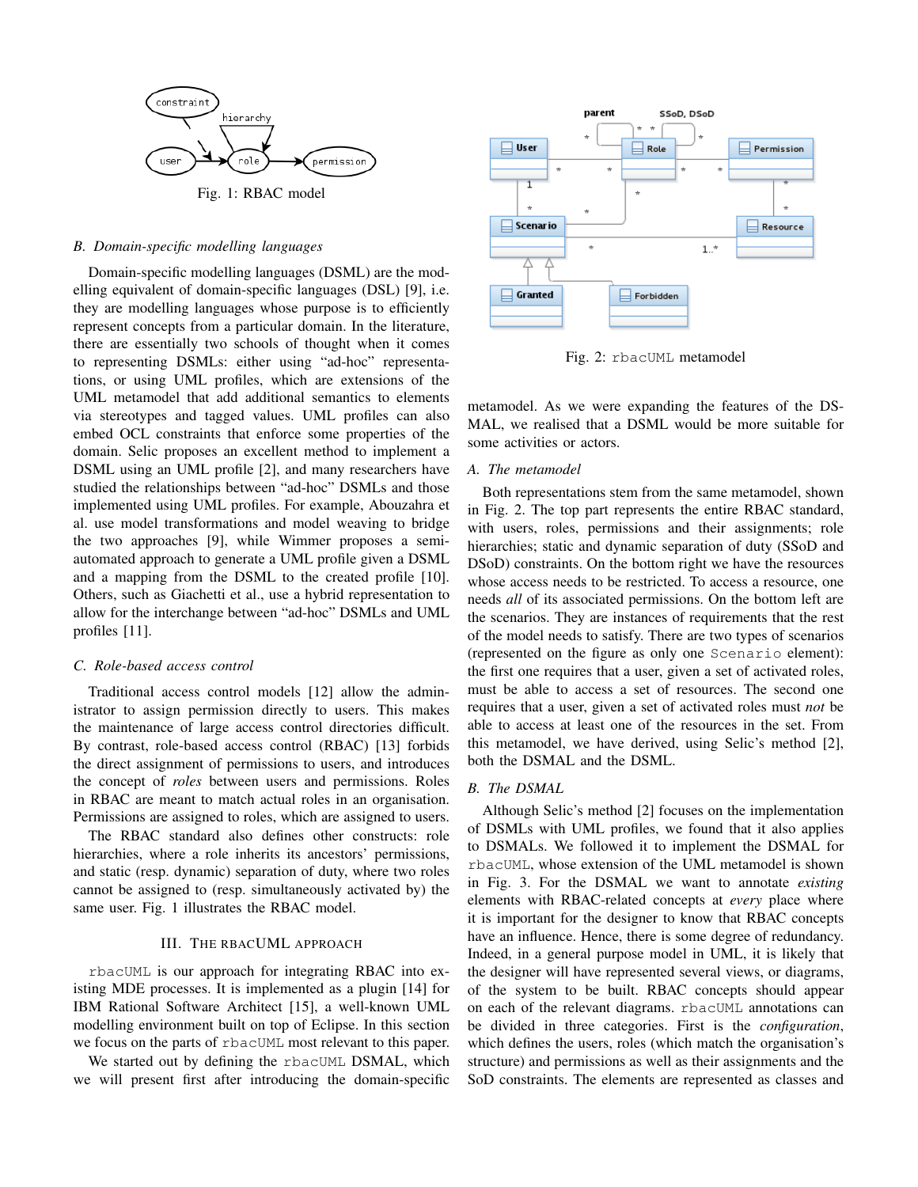Fig. 1: RBAC model

### B. Domain-specific modelling languages

Domain-specific modelling languages (DSML) are the modelling equivalent of domain-specific languages (DSL) [9], i.e. they are modelling languages whose purpose is to efficiently represent concepts from a particular domain. In the literature, there are essentially two schools of thought when it comes to representing DSMLs: either using "ad-hoc" representations, or using UML profiles, which are extensions of the UML metamodel that add additional semantics to elements via stereotypes and tagged values. UML profiles can also embed OCL constraints that enforce some properties of the domain. Selic proposes an excellent method to implement a DSML using an UML profile [2], and many researchers have studied the relationships between "ad-hoc" DSMLs and those implemented using UML profiles. For example, Abouzahra et al. use model transformations and model weaving to bridge the two approaches [9], while Wimmer proposes a semi-automated approach to generate a UML profile given a DSML and a mapping from the DSML to the created profile [10]. Others, such as Giachetti et al., use a hybrid representation to allow for the interchange between "ad-hoc" DSMLs and UML profiles [11].

### C. Role-based access control

Traditional access control models [12] allow the administrator to assign permission directly to users. This makes the maintenance of large access control directories difficult. By contrast, role-based access control (RBAC) [13] forbids the direct assignment of permissions to users, and introduces the concept of *roles* between users and permissions. Roles in RBAC are meant to match actual roles in an organisation. Permissions are assigned to roles, which are assigned to users.

The RBAC standard also defines other constructs: role hierarchies, where a role inherits its ancestors' permissions, and static (resp. dynamic) separation of duty, where two roles cannot be assigned to (resp. simultaneously activated by) the same user. Fig. 1 illustrates the RBAC model.

## III. The rbacUML approach

rbacUML is our approach for integrating RBAC into existing MDE processes. It is implemented as a plugin [14] for IBM Rational Software Architect [15], a well-known UML modelling environment built on top of Eclipse. In this section we focus on the parts of rbacUML most relevant to this paper.

We started out by defining the rbacUML DSMAL, which we will present first after introducing the domain-specific metamodel. As we were expanding the features of the DSMAL, we realised that a DSML would be more suitable for some activities or actors.

Fig. 2: rbacUML metamodel

### A. The metamodel

Both representations stem from the same metamodel, shown in Fig. 2. The top part represents the entire RBAC standard, with users, roles, permissions and their assignments; role hierarchies; static and dynamic separation of duty (SSoD and DSoD) constraints. On the bottom right we have the resources whose access needs to be restricted. To access a resource, one needs *all* of its associated permissions. On the bottom left are the scenarios. They are instances of requirements that the rest of the model needs to satisfy. There are two types of scenarios (represented on the figure as only one Scenario element): the first one requires that a user, given a set of activated roles, must be able to access a set of resources. The second one requires that a user, given a set of activated roles must *not* be able to access at least one of the resources in the set. From this metamodel, we have derived, using Selic's method [2], both the DSMAL and the DSML.

### B. The DSMAL

Although Selic's method [2] focuses on the implementation of DSMLs with UML profiles, we found that it also applies to DSMALs. We followed it to implement the DSMAL for rbacUML, whose extension of the UML metamodel is shown in Fig. 3. For the DSMAL we want to annotate *existing* elements with RBAC-related concepts at *every* place where it is important for the designer to know that RBAC concepts have an influence. Hence, there is some degree of redundancy. Indeed, in a general purpose model in UML, it is likely that the designer will have represented several views, or diagrams, of the system to be built. RBAC concepts should appear on each of the relevant diagrams. rbacUML annotations can be divided in three categories. First is the *configuration*, which defines the users, roles (which match the organisation's structure) and permissions as well as their assignments and the SoD constraints. The elements are represented as classes and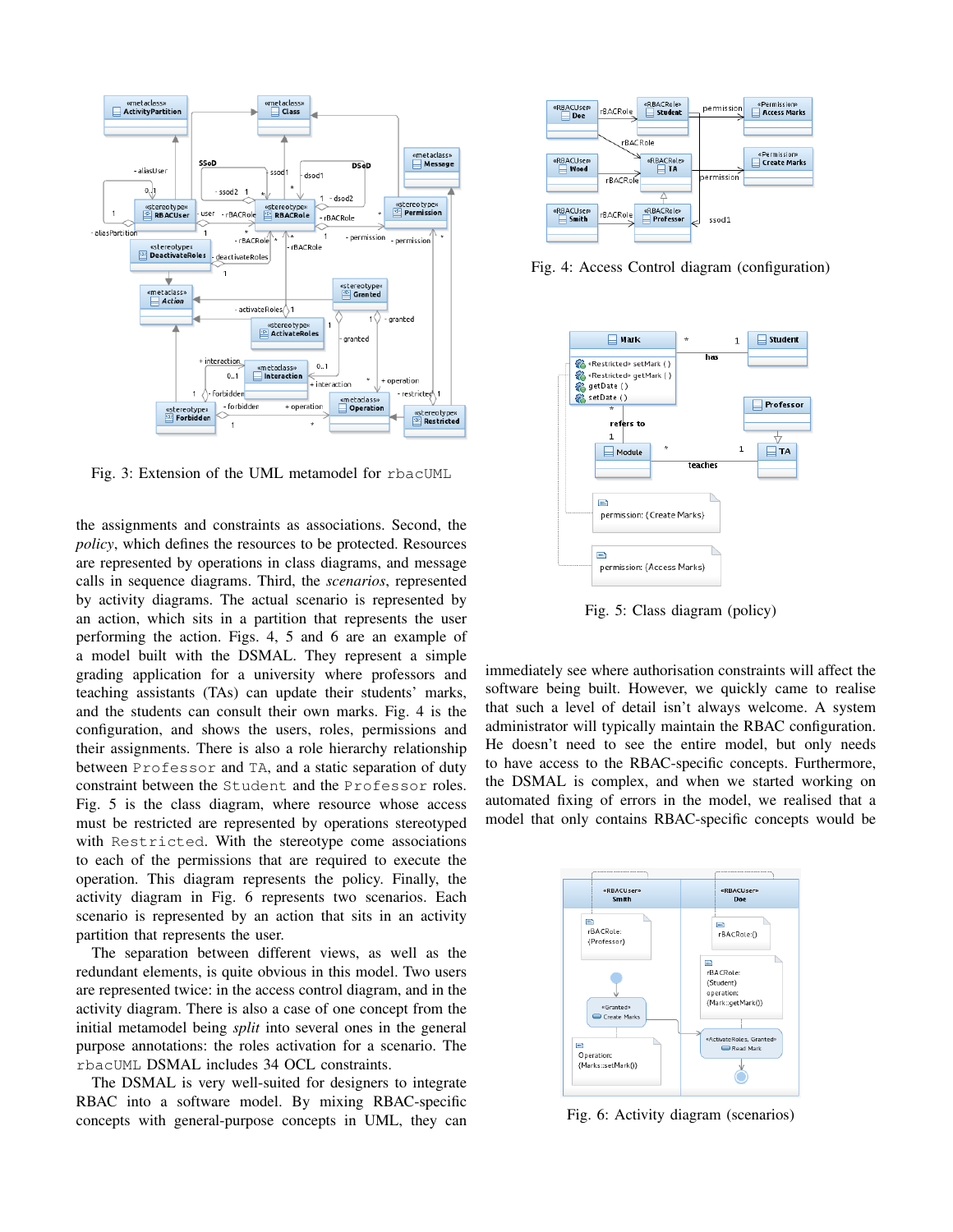Fig. 3: Extension of the UML metamodel for rbacUML

Fig. 4: Access Control diagram (configuration)

Fig. 5: Class diagram (policy)

the assignments and constraints as associations. Second, the *policy*, which defines the resources to be protected. Resources are represented by operations in class diagrams, and message calls in sequence diagrams. Third, the *scenarios*, represented by activity diagrams. The actual scenario is represented by an action, which sits in a partition that represents the user performing the action. Figs. 4, 5 and 6 are an example of a model built with the DSMAL. They represent a simple grading application for a university where professors and teaching assistants (TAs) can update their students' marks, and the students can consult their own marks. Fig. 4 is the configuration, and shows the users, roles, permissions and their assignments. There is also a role hierarchy relationship between Professor and TA, and a static separation of duty constraint between the Student and the Professor roles. Fig. 5 is the class diagram, where resource whose access must be restricted are represented by operations stereotyped with Restricted. With the stereotype come associations to each of the permissions that are required to execute the operation. This diagram represents the policy. Finally, the activity diagram in Fig. 6 represents two scenarios. Each scenario is represented by an action that sits in an activity partition that represents the user.

The separation between different views, as well as the redundant elements, is quite obvious in this model. Two users are represented twice: in the access control diagram, and in the activity diagram. There is also a case of one concept from the initial metamodel being *split* into several ones in the general purpose annotations: the roles activation for a scenario. The rbacUML DSMAL includes 34 OCL constraints.

The DSMAL is very well-suited for designers to integrate RBAC into a software model. By mixing RBAC-specific concepts with general-purpose concepts in UML, they can immediately see where authorisation constraints will affect the software being built. However, we quickly came to realise that such a level of detail isn't always welcome. A system administrator will typically maintain the RBAC configuration. He doesn't need to see the entire model, but only needs to have access to the RBAC-specific concepts. Furthermore, the DSMAL is complex, and when we started working on automated fixing of errors in the model, we realised that a model that only contains RBAC-specific concepts would be

Fig. 6: Activity diagram (scenarios)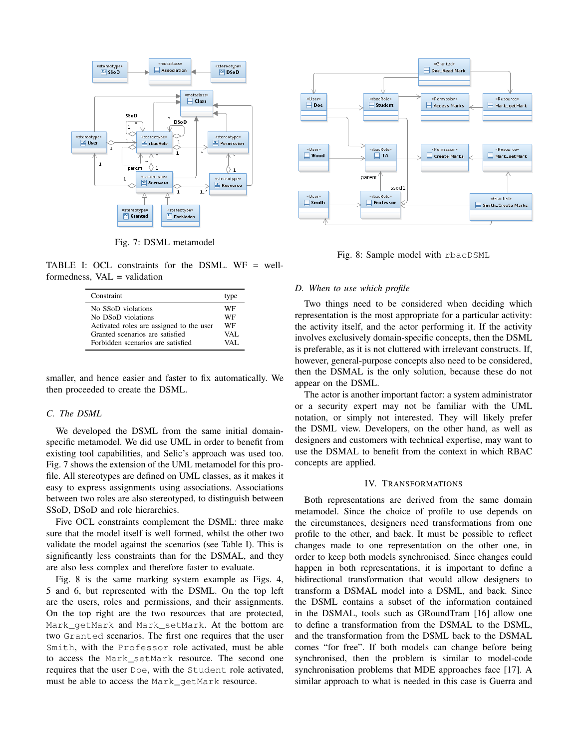Fig. 7: DSML metamodel

Fig. 8: Sample model with rbacDSML

TABLE I: OCL constraints for the DSML. WF = well-formedness, VAL = validation

| Constraint | type |
|---|---|
| No SSoD violations | WF |
| No DSoD violations | WF |
| Activated roles are assigned to the user | WF |
| Granted scenarios are satisfied | VAL |
| Forbidden scenarios are satisfied | VAL |

smaller, and hence easier and faster to fix automatically. We then proceeded to create the DSML.

### *C. The DSML*

We developed the DSML from the same initial domain-specific metamodel. We did use UML in order to benefit from existing tool capabilities, and Selic's approach was used too. Fig. 7 shows the extension of the UML metamodel for this profile. All stereotypes are defined on UML classes, as it makes it easy to express assignments using associations. Associations between two roles are also stereotyped, to distinguish between SSoD, DSoD and role hierarchies.

Five OCL constraints complement the DSML: three make sure that the model itself is well formed, whilst the other two validate the model against the scenarios (see Table I). This is significantly less constraints than for the DSMAL, and they are also less complex and therefore faster to evaluate.

Fig. 8 is the same marking system example as Figs. 4, 5 and 6, but represented with the DSML. On the top left are the users, roles and permissions, and their assignments. On the top right are the two resources that are protected, Mark_getMark and Mark_setMark. At the bottom are two Granted scenarios. The first one requires that the user Smith, with the Professor role activated, must be able to access the Mark_setMark resource. The second one requires that the user Doe, with the Student role activated, must be able to access the Mark_getMark resource.

### *D. When to use which profile*

Two things need to be considered when deciding which representation is the most appropriate for a particular activity: the activity itself, and the actor performing it. If the activity involves exclusively domain-specific concepts, then the DSML is preferable, as it is not cluttered with irrelevant constructs. If, however, general-purpose concepts also need to be considered, then the DSMAL is the only solution, because these do not appear on the DSML.

The actor is another important factor: a system administrator or a security expert may not be familiar with the UML notation, or simply not interested. They will likely prefer the DSML view. Developers, on the other hand, as well as designers and customers with technical expertise, may want to use the DSMAL to benefit from the context in which RBAC concepts are applied.

## IV. TRANSFORMATIONS

Both representations are derived from the same domain metamodel. Since the choice of profile to use depends on the circumstances, designers need transformations from one profile to the other, and back. It must be possible to reflect changes made to one representation on the other one, in order to keep both models synchronised. Since changes could happen in both representations, it is important to define a bidirectional transformation that would allow designers to transform a DSMAL model into a DSML, and back. Since the DSML contains a subset of the information contained in the DSMAL, tools such as GRoundTram [16] allow one to define a transformation from the DSMAL to the DSML, and the transformation from the DSML back to the DSMAL comes "for free". If both models can change before being synchronised, then the problem is similar to model-code synchronisation problems that MDE approaches face [17]. A similar approach to what is needed in this case is Guerra and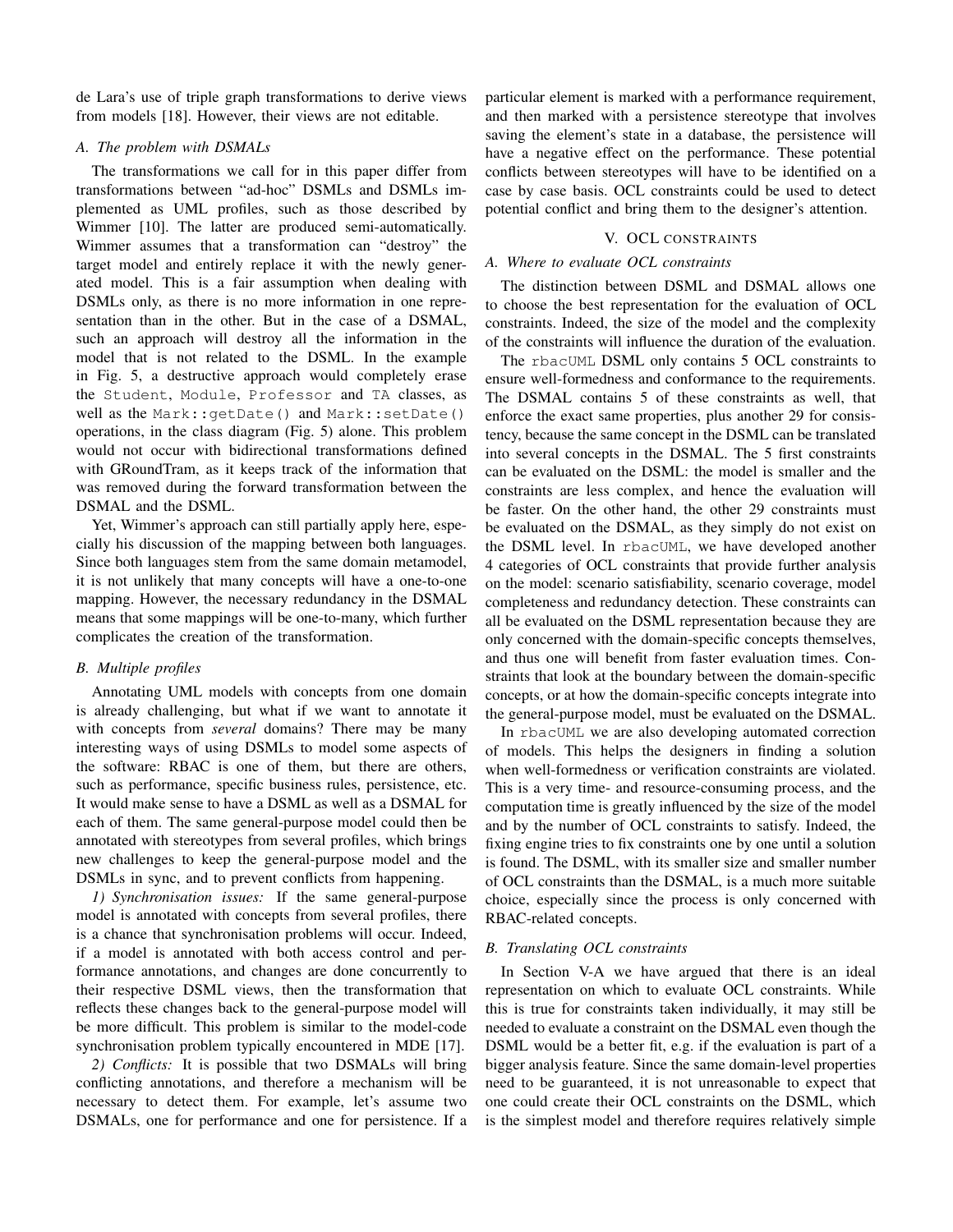de Lara's use of triple graph transformations to derive views from models [18]. However, their views are not editable.

### A. The problem with DSMALs

The transformations we call for in this paper differ from transformations between "ad-hoc" DSMLs and DSMLs implemented as UML profiles, such as those described by Wimmer [10]. The latter are produced semi-automatically. Wimmer assumes that a transformation can "destroy" the target model and entirely replace it with the newly generated model. This is a fair assumption when dealing with DSMLs only, as there is no more information in one representation than in the other. But in the case of a DSMAL, such an approach will destroy all the information in the model that is not related to the DSML. In the example in Fig. 5, a destructive approach would completely erase the `Student`, `Module`, `Professor` and `TA` classes, as well as the `Mark::getDate()` and `Mark::setDate()` operations, in the class diagram (Fig. 5) alone. This problem would not occur with bidirectional transformations defined with GRoundTram, as it keeps track of the information that was removed during the forward transformation between the DSMAL and the DSML.

Yet, Wimmer's approach can still partially apply here, especially his discussion of the mapping between both languages. Since both languages stem from the same domain metamodel, it is not unlikely that many concepts will have a one-to-one mapping. However, the necessary redundancy in the DSMAL means that some mappings will be one-to-many, which further complicates the creation of the transformation.

### B. Multiple profiles

Annotating UML models with concepts from one domain is already challenging, but what if we want to annotate it with concepts from *several* domains? There may be many interesting ways of using DSMLs to model some aspects of the software: RBAC is one of them, but there are others, such as performance, specific business rules, persistence, etc. It would make sense to have a DSML as well as a DSMAL for each of them. The same general-purpose model could then be annotated with stereotypes from several profiles, which brings new challenges to keep the general-purpose model and the DSMLs in sync, and to prevent conflicts from happening.

*1) Synchronisation issues:* If the same general-purpose model is annotated with concepts from several profiles, there is a chance that synchronisation problems will occur. Indeed, if a model is annotated with both access control and performance annotations, and changes are done concurrently to their respective DSML views, then the transformation that reflects these changes back to the general-purpose model will be more difficult. This problem is similar to the model-code synchronisation problem typically encountered in MDE [17].

*2) Conflicts:* It is possible that two DSMALs will bring conflicting annotations, and therefore a mechanism will be necessary to detect them. For example, let's assume two DSMALs, one for performance and one for persistence. If a particular element is marked with a performance requirement, and then marked with a persistence stereotype that involves saving the element's state in a database, the persistence will have a negative effect on the performance. These potential conflicts between stereotypes will have to be identified on a case by case basis. OCL constraints could be used to detect potential conflict and bring them to the designer's attention.

## V. OCL CONSTRAINTS

### A. Where to evaluate OCL constraints

The distinction between DSML and DSMAL allows one to choose the best representation for the evaluation of OCL constraints. Indeed, the size of the model and the complexity of the constraints will influence the duration of the evaluation.

The `rbacUML` DSML only contains 5 OCL constraints to ensure well-formedness and conformance to the requirements. The DSMAL contains 5 of these constraints as well, that enforce the exact same properties, plus another 29 for consistency, because the same concept in the DSML can be translated into several concepts in the DSMAL. The 5 first constraints can be evaluated on the DSML: the model is smaller and the constraints are less complex, and hence the evaluation will be faster. On the other hand, the other 29 constraints must be evaluated on the DSMAL, as they simply do not exist on the DSML level. In `rbacUML`, we have developed another 4 categories of OCL constraints that provide further analysis on the model: scenario satisfiability, scenario coverage, model completeness and redundancy detection. These constraints can all be evaluated on the DSML representation because they are only concerned with the domain-specific concepts themselves, and thus one will benefit from faster evaluation times. Constraints that look at the boundary between the domain-specific concepts, or at how the domain-specific concepts integrate into the general-purpose model, must be evaluated on the DSMAL.

In `rbacUML` we are also developing automated correction of models. This helps the designers in finding a solution when well-formedness or verification constraints are violated. This is a very time- and resource-consuming process, and the computation time is greatly influenced by the size of the model and by the number of OCL constraints to satisfy. Indeed, the fixing engine tries to fix constraints one by one until a solution is found. The DSML, with its smaller size and smaller number of OCL constraints than the DSMAL, is a much more suitable choice, especially since the process is only concerned with RBAC-related concepts.

### B. Translating OCL constraints

In Section V-A we have argued that there is an ideal representation on which to evaluate OCL constraints. While this is true for constraints taken individually, it may still be needed to evaluate a constraint on the DSMAL even though the DSML would be a better fit, e.g. if the evaluation is part of a bigger analysis feature. Since the same domain-level properties need to be guaranteed, it is not unreasonable to expect that one could create their OCL constraints on the DSML, which is the simplest model and therefore requires relatively simple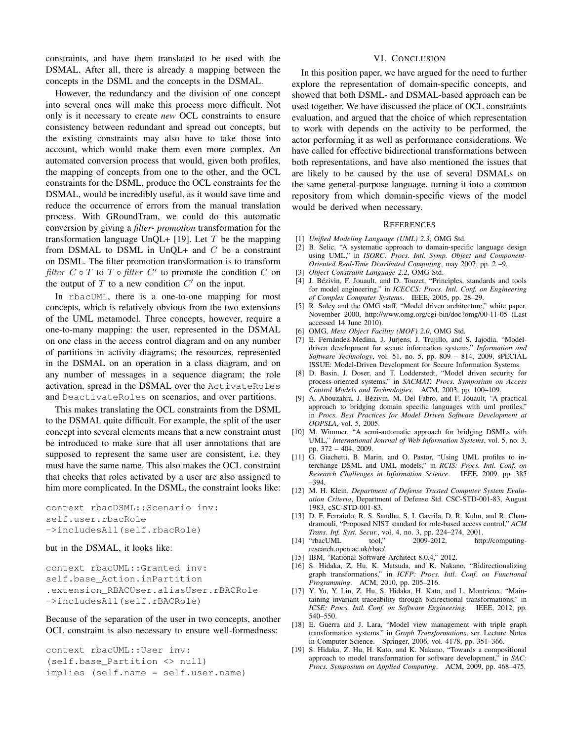constraints, and have them translated to be used with the DSMAL. After all, there is already a mapping between the concepts in the DSML and the concepts in the DSMAL.

However, the redundancy and the division of one concept into several ones will make this process more difficult. Not only is it necessary to create *new* OCL constraints to ensure consistency between redundant and spread out concepts, but the existing constraints may also have to take those into account, which would make them even more complex. An automated conversion process that would, given both profiles, the mapping of concepts from one to the other, and the OCL constraints for the DSML, produce the OCL constraints for the DSMAL, would be incredibly useful, as it would save time and reduce the occurrence of errors from the manual translation process. With GRoundTram, we could do this automatic conversion by giving a *filter- promotion* transformation for the transformation language UnQL+ [19]. Let $T$ be the mapping from DSMAL to DSML in UnQL+ and $C$ be a constraint on DSML. The filter promotion transformation is to transform $\mathit{filter}\ C \circ T$ to $T \circ \mathit{filter}\ C'$ to promote the condition $C$ on the output of $T$ to a new condition $C'$ on the input.

In `rbacUML`, there is a one-to-one mapping for most concepts, which is relatively obvious from the two extensions of the UML metamodel. Three concepts, however, require a one-to-many mapping: the user, represented in the DSMAL on one class in the access control diagram and on any number of partitions in activity diagrams; the resources, represented in the DSMAL on an operation in a class diagram, and on any number of messages in a sequence diagram; the role activation, spread in the DSMAL over the `ActivateRoles` and `DeactivateRoles` on scenarios, and over partitions.

This makes translating the OCL constraints from the DSML to the DSMAL quite difficult. For example, the split of the user concept into several elements means that a new constraint must be introduced to make sure that all user annotations that are supposed to represent the same user are consistent, i.e. they must have the same name. This also makes the OCL constraint that checks that roles activated by a user are also assigned to him more complicated. In the DSML, the constraint looks like:

```
context rbacDSML::Scenario inv:
self.user.rbacRole
->includesAll(self.rbacRole)
```

but in the DSMAL, it looks like:

```
context rbacUML::Granted inv:
self.base_Action.inPartition
.extension_RBACUser.aliasUser.rBACRole
->includesAll(self.rBACRole)
```

Because of the separation of the user in two concepts, another OCL constraint is also necessary to ensure well-formedness:

```
context rbacUML::User inv:
(self.base_Partition <> null)
implies (self.name = self.user.name)
```

## VI. Conclusion

In this position paper, we have argued for the need to further explore the representation of domain-specific concepts, and showed that both DSML- and DSMAL-based approach can be used together. We have discussed the place of OCL constraints evaluation, and argued that the choice of which representation to work with depends on the activity to be performed, the actor performing it as well as performance considerations. We have called for effective bidirectional transformations between both representations, and have also mentioned the issues that are likely to be caused by the use of several DSMALs on the same general-purpose language, turning it into a common repository from which domain-specific views of the model would be derived when necessary.

## References

[1] *Unified Modeling Language (UML) 2.3*, OMG Std.

[2] B. Selic, "A systematic approach to domain-specific language design using UML," in *ISORC: Procs. Intl. Symp. Object and Component-Oriented Real-Time Distributed Computing*, may 2007, pp. 2 –9.

[3] *Object Constraint Language 2.2*, OMG Std.

[4] J. Bézivin, F. Jouault, and D. Touzet, "Principles, standards and tools for model engineering," in *ICECCS: Procs. Intl. Conf. on Engineering of Complex Computer Systems*. IEEE, 2005, pp. 28–29.

[5] R. Soley and the OMG staff, "Model driven architecture," white paper, November 2000, http://www.omg.org/cgi-bin/doc?omg/00-11-05 (Last accessed 14 June 2010).

[6] OMG, *Meta Object Facility (MOF) 2.0*, OMG Std.

[7] E. Fernández-Medina, J. Jurjens, J. Trujillo, and S. Jajodia, "Model-driven development for secure information systems," *Information and Software Technology*, vol. 51, no. 5, pp. 809 – 814, 2009, sPECIAL ISSUE: Model-Driven Development for Secure Information Systems.

[8] D. Basin, J. Doser, and T. Lodderstedt, "Model driven security for process-oriented systems," in *SACMAT: Procs. Symposium on Access Control Models and Technologies*. ACM, 2003, pp. 100–109.

[9] A. Abouzahra, J. Bézivin, M. Del Fabro, and F. Jouault, "A practical approach to bridging domain specific languages with uml profiles," in *Procs. Best Practices for Model Driven Software Development at OOPSLA*, vol. 5, 2005.

[10] M. Wimmer, "A semi-automatic approach for bridging DSMLs with UML," *International Journal of Web Information Systems*, vol. 5, no. 3, pp. 372 – 404, 2009.

[11] G. Giachetti, B. Marin, and O. Pastor, "Using UML profiles to interchange DSML and UML models," in *RCIS: Procs. Intl. Conf. on Research Challenges in Information Science*. IEEE, 2009, pp. 385 –394.

[12] M. H. Klein, *Department of Defense Trusted Computer System Evaluation Criteria*, Department of Defense Std. CSC-STD-001-83, August 1983, cSC-STD-001-83.

[13] D. F. Ferraiolo, R. S. Sandhu, S. I. Gavrila, D. R. Kuhn, and R. Chandramouli, "Proposed NIST standard for role-based access control," *ACM Trans. Inf. Syst. Secur.*, vol. 4, no. 3, pp. 224–274, 2001.

[14] "rbacUML tool," 2009-2012, http://computing-research.open.ac.uk/rbac/.

[15] IBM, "Rational Software Architect 8.0.4," 2012.

[16] S. Hidaka, Z. Hu, K. Matsuda, and K. Nakano, "Bidirectionalizing graph transformations," in *ICFP: Procs. Intl. Conf. on Functional Programming*. ACM, 2010, pp. 205–216.

[17] Y. Yu, Y. Lin, Z. Hu, S. Hidaka, H. Kato, and L. Montrieux, "Maintaining invariant traceability through bidirectional transformations," in *ICSE: Procs. Intl. Conf. on Software Engineering*. IEEE, 2012, pp. 540–550.

[18] E. Guerra and J. Lara, "Model view management with triple graph transformation systems," in *Graph Transformations*, ser. Lecture Notes in Computer Science. Springer, 2006, vol. 4178, pp. 351–366.

[19] S. Hidaka, Z. Hu, H. Kato, and K. Nakano, "Towards a compositional approach to model transformation for software development," in *SAC: Procs. Symposium on Applied Computing*. ACM, 2009, pp. 468–475.